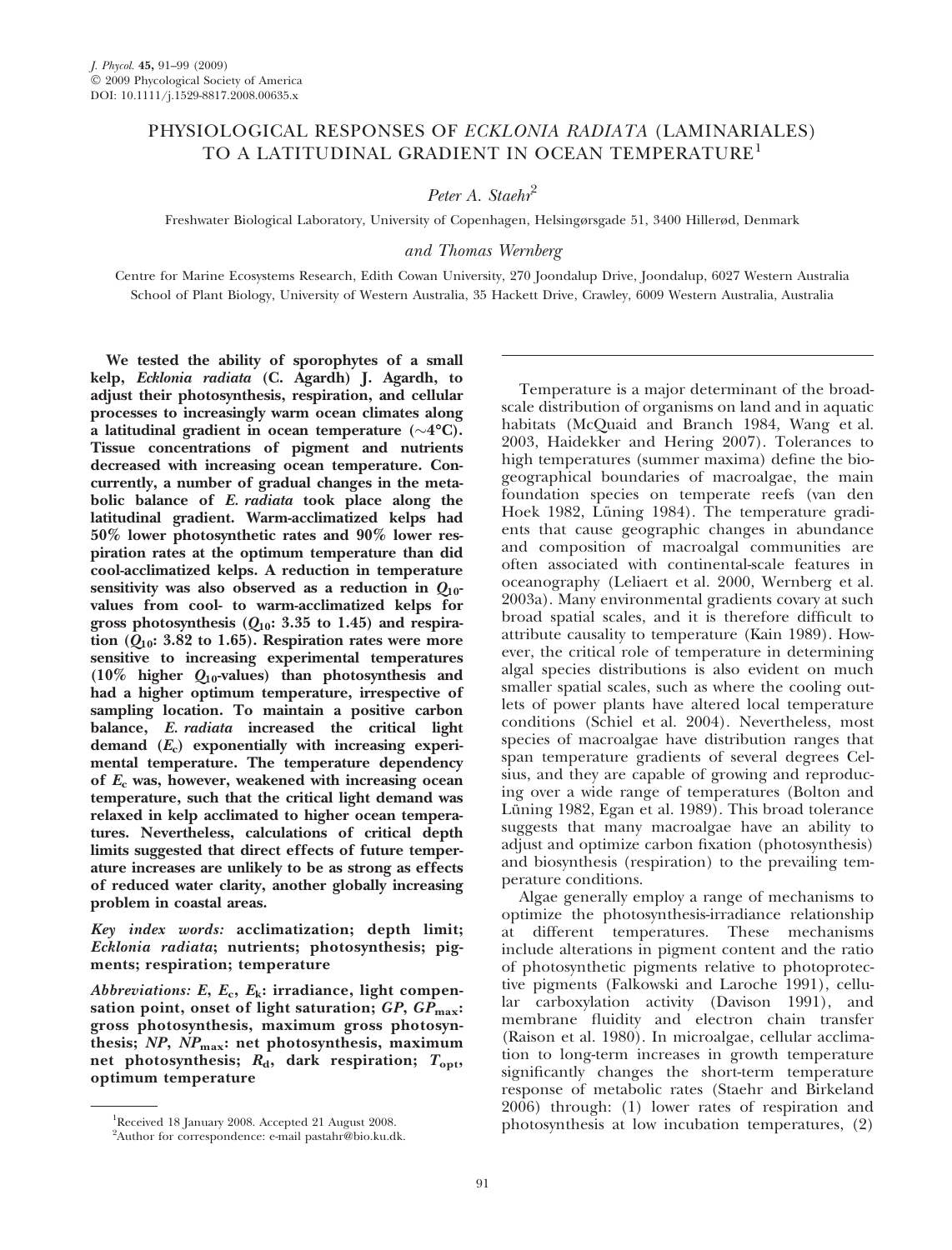# PHYSIOLOGICAL RESPONSES OF *ECKLONIA RADIATA* (LAMINARIALES) TO A LATITUDINAL GRADIENT IN OCEAN TEMPERATURE[1]

*Peter A. Staehr*[2]

Freshwater Biological Laboratory, University of Copenhagen, Helsingørsgade 51, 3400 Hillerød, Denmark

*and Thomas Wernberg*

Centre for Marine Ecosystems Research, Edith Cowan University, 270 Joondalup Drive, Joondalup, 6027 Western Australia
School of Plant Biology, University of Western Australia, 35 Hackett Drive, Crawley, 6009 Western Australia, Australia

**We tested the ability of sporophytes of a small kelp, *Ecklonia radiata* (C. Agardh) J. Agardh, to adjust their photosynthesis, respiration, and cellular processes to increasingly warm ocean climates along a latitudinal gradient in ocean temperature (~4°C). Tissue concentrations of pigment and nutrients decreased with increasing ocean temperature. Concurrently, a number of gradual changes in the metabolic balance of *E. radiata* took place along the latitudinal gradient. Warm-acclimatized kelps had 50% lower photosynthetic rates and 90% lower respiration rates at the optimum temperature than did cool-acclimatized kelps. A reduction in temperature sensitivity was also observed as a reduction in $Q_{10}$-values from cool- to warm-acclimatized kelps for gross photosynthesis ($Q_{10}$: 3.35 to 1.45) and respiration ($Q_{10}$: 3.82 to 1.65). Respiration rates were more sensitive to increasing experimental temperatures (10% higher $Q_{10}$-values) than photosynthesis and had a higher optimum temperature, irrespective of sampling location. To maintain a positive carbon balance, *E. radiata* increased the critical light demand ($E_c$) exponentially with increasing experimental temperature. The temperature dependency of $E_c$ was, however, weakened with increasing ocean temperature, such that the critical light demand was relaxed in kelp acclimated to higher ocean temperatures. Nevertheless, calculations of critical depth limits suggested that direct effects of future temperature increases are unlikely to be as strong as effects of reduced water clarity, another globally increasing problem in coastal areas.**

***Key index words:*** **acclimatization; depth limit; *Ecklonia radiata*; nutrients; photosynthesis; pigments; respiration; temperature**

***Abbreviations:*** ***E*, $E_c$, $E_k$: irradiance, light compensation point, onset of light saturation; *GP*, $GP_{max}$: gross photosynthesis, maximum gross photosynthesis; *NP*, $NP_{max}$: net photosynthesis, maximum net photosynthesis; $R_d$, dark respiration; $T_{opt}$, optimum temperature**

[1]Received 18 January 2008. Accepted 21 August 2008.
[2]Author for correspondence: e-mail pastahr@bio.ku.dk.

Temperature is a major determinant of the broad-scale distribution of organisms on land and in aquatic habitats (McQuaid and Branch 1984, Wang et al. 2003, Haidekker and Hering 2007). Tolerances to high temperatures (summer maxima) define the biogeographical boundaries of macroalgae, the main foundation species on temperate reefs (van den Hoek 1982, Lüning 1984). The temperature gradients that cause geographic changes in abundance and composition of macroalgal communities are often associated with continental-scale features in oceanography (Leliaert et al. 2000, Wernberg et al. 2003a). Many environmental gradients covary at such broad spatial scales, and it is therefore difficult to attribute causality to temperature (Kain 1989). However, the critical role of temperature in determining algal species distributions is also evident on much smaller spatial scales, such as where the cooling outlets of power plants have altered local temperature conditions (Schiel et al. 2004). Nevertheless, most species of macroalgae have distribution ranges that span temperature gradients of several degrees Celsius, and they are capable of growing and reproducing over a wide range of temperatures (Bolton and Lüning 1982, Egan et al. 1989). This broad tolerance suggests that many macroalgae have an ability to adjust and optimize carbon fixation (photosynthesis) and biosynthesis (respiration) to the prevailing temperature conditions.

Algae generally employ a range of mechanisms to optimize the photosynthesis-irradiance relationship at different temperatures. These mechanisms include alterations in pigment content and the ratio of photosynthetic pigments relative to photoprotective pigments (Falkowski and Laroche 1991), cellular carboxylation activity (Davison 1991), and membrane fluidity and electron chain transfer (Raison et al. 1980). In microalgae, cellular acclimation to long-term increases in growth temperature significantly changes the short-term temperature response of metabolic rates (Staehr and Birkeland 2006) through: (1) lower rates of respiration and photosynthesis at low incubation temperatures, (2)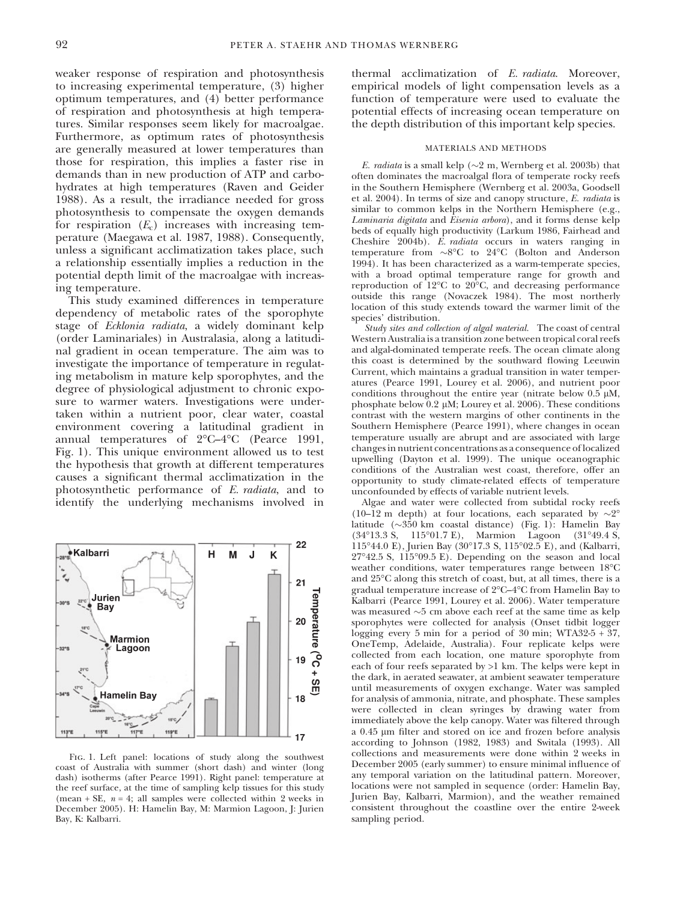weaker response of respiration and photosynthesis to increasing experimental temperature, (3) higher optimum temperatures, and (4) better performance of respiration and photosynthesis at high temperatures. Similar responses seem likely for macroalgae. Furthermore, as optimum rates of photosynthesis are generally measured at lower temperatures than those for respiration, this implies a faster rise in demands than in new production of ATP and carbohydrates at high temperatures (Raven and Geider 1988). As a result, the irradiance needed for gross photosynthesis to compensate the oxygen demands for respiration ($E_c$) increases with increasing temperature (Maegawa et al. 1987, 1988). Consequently, unless a significant acclimatization takes place, such a relationship essentially implies a reduction in the potential depth limit of the macroalgae with increasing temperature.

This study examined differences in temperature dependency of metabolic rates of the sporophyte stage of *Ecklonia radiata*, a widely dominant kelp (order Laminariales) in Australasia, along a latitudinal gradient in ocean temperature. The aim was to investigate the importance of temperature in regulating metabolism in mature kelp sporophytes, and the degree of physiological adjustment to chronic exposure to warmer waters. Investigations were undertaken within a nutrient poor, clear water, coastal environment covering a latitudinal gradient in annual temperatures of 2°C–4°C (Pearce 1991, Fig. 1). This unique environment allowed us to test the hypothesis that growth at different temperatures causes a significant thermal acclimatization in the photosynthetic performance of *E. radiata*, and to identify the underlying mechanisms involved in thermal acclimatization of *E. radiata*. Moreover, empirical models of light compensation levels as a function of temperature were used to evaluate the potential effects of increasing ocean temperature on the depth distribution of this important kelp species.

Fig. 1. Left panel: locations of study along the southwest coast of Australia with summer (short dash) and winter (long dash) isotherms (after Pearce 1991). Right panel: temperature at the reef surface, at the time of sampling kelp tissues for this study (mean + SE, $n = 4$; all samples were collected within 2 weeks in December 2005). H: Hamelin Bay, M: Marmion Lagoon, J: Jurien Bay, K: Kalbarri.

## MATERIALS AND METHODS

*E. radiata* is a small kelp (~2 m, Wernberg et al. 2003b) that often dominates the macroalgal flora of temperate rocky reefs in the Southern Hemisphere (Wernberg et al. 2003a, Goodsell et al. 2004). In terms of size and canopy structure, *E. radiata* is similar to common kelps in the Northern Hemisphere (e.g., *Laminaria digitata* and *Eisenia arbora*), and it forms dense kelp beds of equally high productivity (Larkum 1986, Fairhead and Cheshire 2004b). *E. radiata* occurs in waters ranging in temperature from ~8°C to 24°C (Bolton and Anderson 1994). It has been characterized as a warm-temperate species, with a broad optimal temperature range for growth and reproduction of 12°C to 20°C, and decreasing performance outside this range (Novaczek 1984). The most northerly location of this study extends toward the warmer limit of the species' distribution.

*Study sites and collection of algal material.* The coast of central Western Australia is a transition zone between tropical coral reefs and algal-dominated temperate reefs. The ocean climate along this coast is determined by the southward flowing Leeuwin Current, which maintains a gradual transition in water temperatures (Pearce 1991, Lourey et al. 2006), and nutrient poor conditions throughout the entire year (nitrate below 0.5 μM, phosphate below 0.2 μM; Lourey et al. 2006). These conditions contrast with the western margins of other continents in the Southern Hemisphere (Pearce 1991), where changes in ocean temperature usually are abrupt and are associated with large changes in nutrient concentrations as a consequence of localized upwelling (Dayton et al. 1999). The unique oceanographic conditions of the Australian west coast, therefore, offer an opportunity to study climate-related effects of temperature unconfounded by effects of variable nutrient levels.

Algae and water were collected from subtidal rocky reefs (10–12 m depth) at four locations, each separated by ~2° latitude (~350 km coastal distance) (Fig. 1): Hamelin Bay (34°13.3 S, 115°01.7 E), Marmion Lagoon (31°49.4 S, 115°44.0 E), Jurien Bay (30°17.3 S, 115°02.5 E), and (Kalbarri, 27°42.5 S, 115°09.5 E). Depending on the season and local weather conditions, water temperatures range between 18°C and 25°C along this stretch of coast, but, at all times, there is a gradual temperature increase of 2°C–4°C from Hamelin Bay to Kalbarri (Pearce 1991, Lourey et al. 2006). Water temperature was measured ~5 cm above each reef at the same time as kelp sporophytes were collected for analysis (Onset tidbit logger logging every 5 min for a period of 30 min; WTA32-5 + 37, OneTemp, Adelaide, Australia). Four replicate kelps were collected from each location, one mature sporophyte from each of four reefs separated by >1 km. The kelps were kept in the dark, in aerated seawater, at ambient seawater temperature until measurements of oxygen exchange. Water was sampled for analysis of ammonia, nitrate, and phosphate. These samples were collected in clean syringes by drawing water from immediately above the kelp canopy. Water was filtered through a 0.45 μm filter and stored on ice and frozen before analysis according to Johnson (1982, 1983) and Switala (1993). All collections and measurements were done within 2 weeks in December 2005 (early summer) to ensure minimal influence of any temporal variation on the latitudinal pattern. Moreover, locations were not sampled in sequence (order: Hamelin Bay, Jurien Bay, Kalbarri, Marmion), and the weather remained consistent throughout the coastline over the entire 2-week sampling period.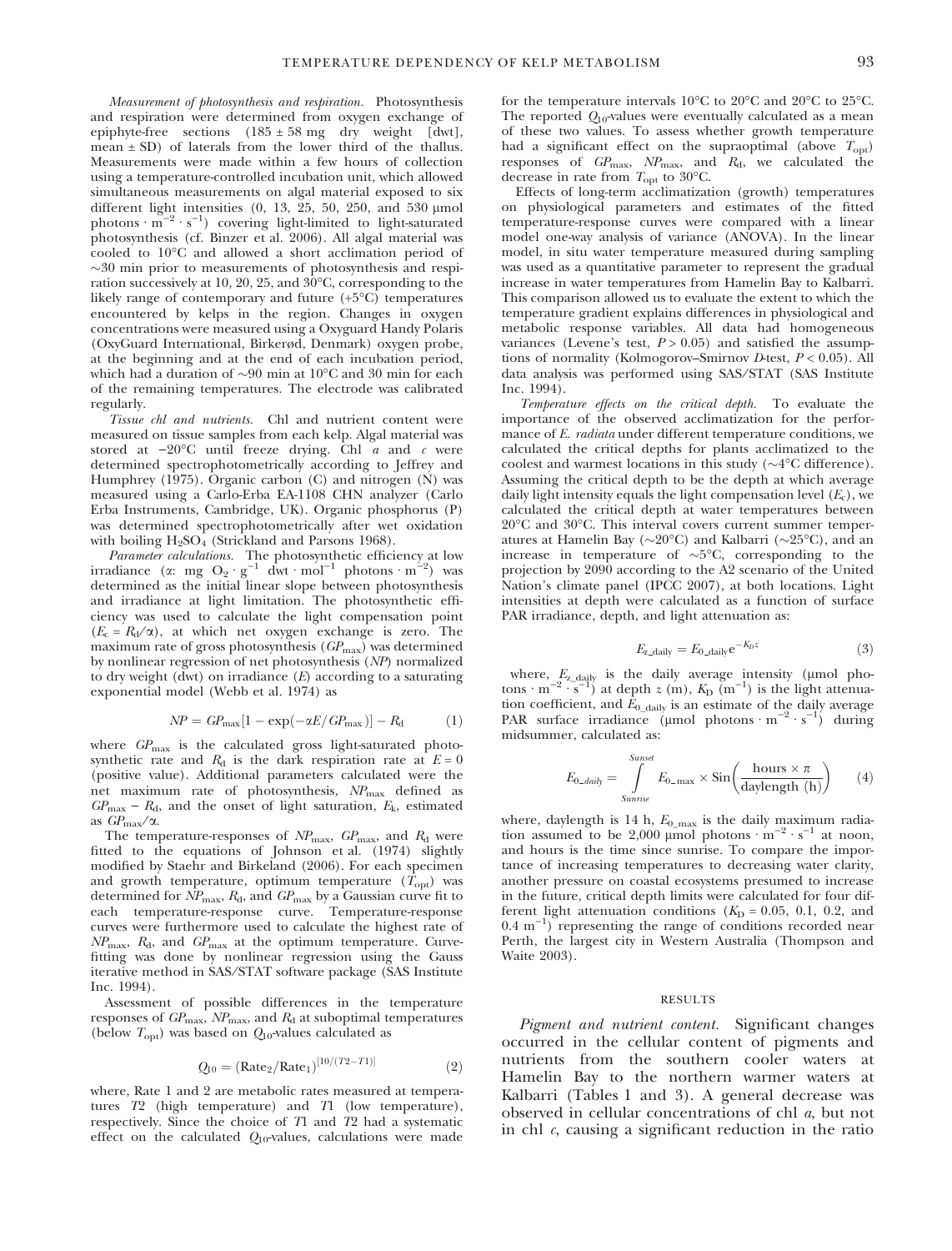*Measurement of photosynthesis and respiration.* Photosynthesis and respiration were determined from oxygen exchange of epiphyte-free sections (185 ± 58 mg dry weight [dwt], mean ± SD) of laterals from the lower third of the thallus. Measurements were made within a few hours of collection using a temperature-controlled incubation unit, which allowed simultaneous measurements on algal material exposed to six different light intensities (0, 13, 25, 50, 250, and 530 μmol photons · $m^{-2}$ · $s^{-1}$) covering light-limited to light-saturated photosynthesis (cf. Binzer et al. 2006). All algal material was cooled to 10°C and allowed a short acclimation period of ~30 min prior to measurements of photosynthesis and respiration successively at 10, 20, 25, and 30°C, corresponding to the likely range of contemporary and future (+5°C) temperatures encountered by kelps in the region. Changes in oxygen concentrations were measured using a Oxyguard Handy Polaris (OxyGuard International, Birkerød, Denmark) oxygen probe, at the beginning and at the end of each incubation period, which had a duration of ~90 min at 10°C and 30 min for each of the remaining temperatures. The electrode was calibrated regularly.

*Tissue chl and nutrients.* Chl and nutrient content were measured on tissue samples from each kelp. Algal material was stored at −20°C until freeze drying. Chl *a* and *c* were determined spectrophotometrically according to Jeffrey and Humphrey (1975). Organic carbon (C) and nitrogen (N) was measured using a Carlo-Erba EA-1108 CHN analyzer (Carlo Erba Instruments, Cambridge, UK). Organic phosphorus (P) was determined spectrophotometrically after wet oxidation with boiling $H_2SO_4$ (Strickland and Parsons 1968).

*Parameter calculations.* The photosynthetic efficiency at low irradiance (α: mg $O_2$ · $g^{-1}$ dwt · $mol^{-1}$ photons · $m^{-2}$) was determined as the initial linear slope between photosynthesis and irradiance at light limitation. The photosynthetic efficiency was used to calculate the light compensation point ($E_c = R_d/\alpha$), at which net oxygen exchange is zero. The maximum rate of gross photosynthesis ($GP_{max}$) was determined by nonlinear regression of net photosynthesis (*NP*) normalized to dry weight (dwt) on irradiance (*E*) according to a saturating exponential model (Webb et al. 1974) as

$$NP = GP_{max}[1 - \exp(-\alpha E/GP_{max})] - R_d \tag{1}$$

where $GP_{max}$ is the calculated gross light-saturated photosynthetic rate and $R_d$ is the dark respiration rate at $E = 0$ (positive value). Additional parameters calculated were the net maximum rate of photosynthesis, $NP_{max}$ defined as $GP_{max} - R_d$, and the onset of light saturation, $E_k$, estimated as $GP_{max}/\alpha$.

The temperature-responses of $NP_{max}$, $GP_{max}$, and $R_d$ were fitted to the equations of Johnson et al. (1974) slightly modified by Staehr and Birkeland (2006). For each specimen and growth temperature, optimum temperature ($T_{opt}$) was determined for $NP_{max}$, $R_d$, and $GP_{max}$ by a Gaussian curve fit to each temperature-response curve. Temperature-response curves were furthermore used to calculate the highest rate of $NP_{max}$, $R_d$, and $GP_{max}$ at the optimum temperature. Curve-fitting was done by nonlinear regression using the Gauss iterative method in SAS/STAT software package (SAS Institute Inc. 1994).

Assessment of possible differences in the temperature responses of $GP_{max}$, $NP_{max}$, and $R_d$ at suboptimal temperatures (below $T_{opt}$) was based on $Q_{10}$-values calculated as

$$Q_{10} = (\text{Rate}_2/\text{Rate}_1)^{[10/(T2-T1)]} \tag{2}$$

where, Rate 1 and 2 are metabolic rates measured at temperatures *T*2 (high temperature) and *T*1 (low temperature), respectively. Since the choice of *T*1 and *T*2 had a systematic effect on the calculated $Q_{10}$-values, calculations were made for the temperature intervals 10°C to 20°C and 20°C to 25°C. The reported $Q_{10}$-values were eventually calculated as a mean of these two values. To assess whether growth temperature had a significant effect on the supraoptimal (above $T_{opt}$) responses of $GP_{max}$, $NP_{max}$, and $R_d$, we calculated the decrease in rate from $T_{opt}$ to 30°C.

Effects of long-term acclimatization (growth) temperatures on physiological parameters and estimates of the fitted temperature-response curves were compared with a linear model one-way analysis of variance (ANOVA). In the linear model, in situ water temperature measured during sampling was used as a quantitative parameter to represent the gradual increase in water temperatures from Hamelin Bay to Kalbarri. This comparison allowed us to evaluate the extent to which the temperature gradient explains differences in physiological and metabolic response variables. All data had homogeneous variances (Levene's test, $P > 0.05$) and satisfied the assumptions of normality (Kolmogorov–Smirnov *D*-test, $P < 0.05$). All data analysis was performed using SAS/STAT (SAS Institute Inc. 1994).

*Temperature effects on the critical depth.* To evaluate the importance of the observed acclimatization for the performance of *E. radiata* under different temperature conditions, we calculated the critical depths for plants acclimatized to the coolest and warmest locations in this study (~4°C difference). Assuming the critical depth to be the depth at which average daily light intensity equals the light compensation level ($E_c$), we calculated the critical depth at water temperatures between 20°C and 30°C. This interval covers current summer temperatures at Hamelin Bay (~20°C) and Kalbarri (~25°C), and an increase in temperature of ~5°C, corresponding to the projection by 2090 according to the A2 scenario of the United Nation's climate panel (IPCC 2007), at both locations. Light intensities at depth were calculated as a function of surface PAR irradiance, depth, and light attenuation as:

$$E_{z\_daily} = E_{0\_daily} e^{-K_D z} \tag{3}$$

where, $E_{z\_daily}$ is the daily average intensity (μmol photons · $m^{-2}$ · $s^{-1}$) at depth *z* (m), $K_D$ ($m^{-1}$) is the light attenuation coefficient, and $E_{0\_daily}$ is an estimate of the daily average PAR surface irradiance (μmol photons · $m^{-2}$ · $s^{-1}$) during midsummer, calculated as:

$$E_{0\_daily} = \int_{Sunrise}^{Sunset} E_{0\_max} \times \text{Sin}\left(\frac{\text{hours} \times \pi}{\text{daylength (h)}}\right) \tag{4}$$

where, daylength is 14 h, $E_{0\_max}$ is the daily maximum radiation assumed to be 2,000 μmol photons · $m^{-2}$ · $s^{-1}$ at noon, and hours is the time since sunrise. To compare the importance of increasing temperatures to decreasing water clarity, another pressure on coastal ecosystems presumed to increase in the future, critical depth limits were calculated for four different light attenuation conditions ($K_D$ = 0.05, 0.1, 0.2, and 0.4 $m^{-1}$) representing the range of conditions recorded near Perth, the largest city in Western Australia (Thompson and Waite 2003).

## RESULTS

*Pigment and nutrient content.* Significant changes occurred in the cellular content of pigments and nutrients from the southern cooler waters at Hamelin Bay to the northern warmer waters at Kalbarri (Tables 1 and 3). A general decrease was observed in cellular concentrations of chl *a*, but not in chl *c*, causing a significant reduction in the ratio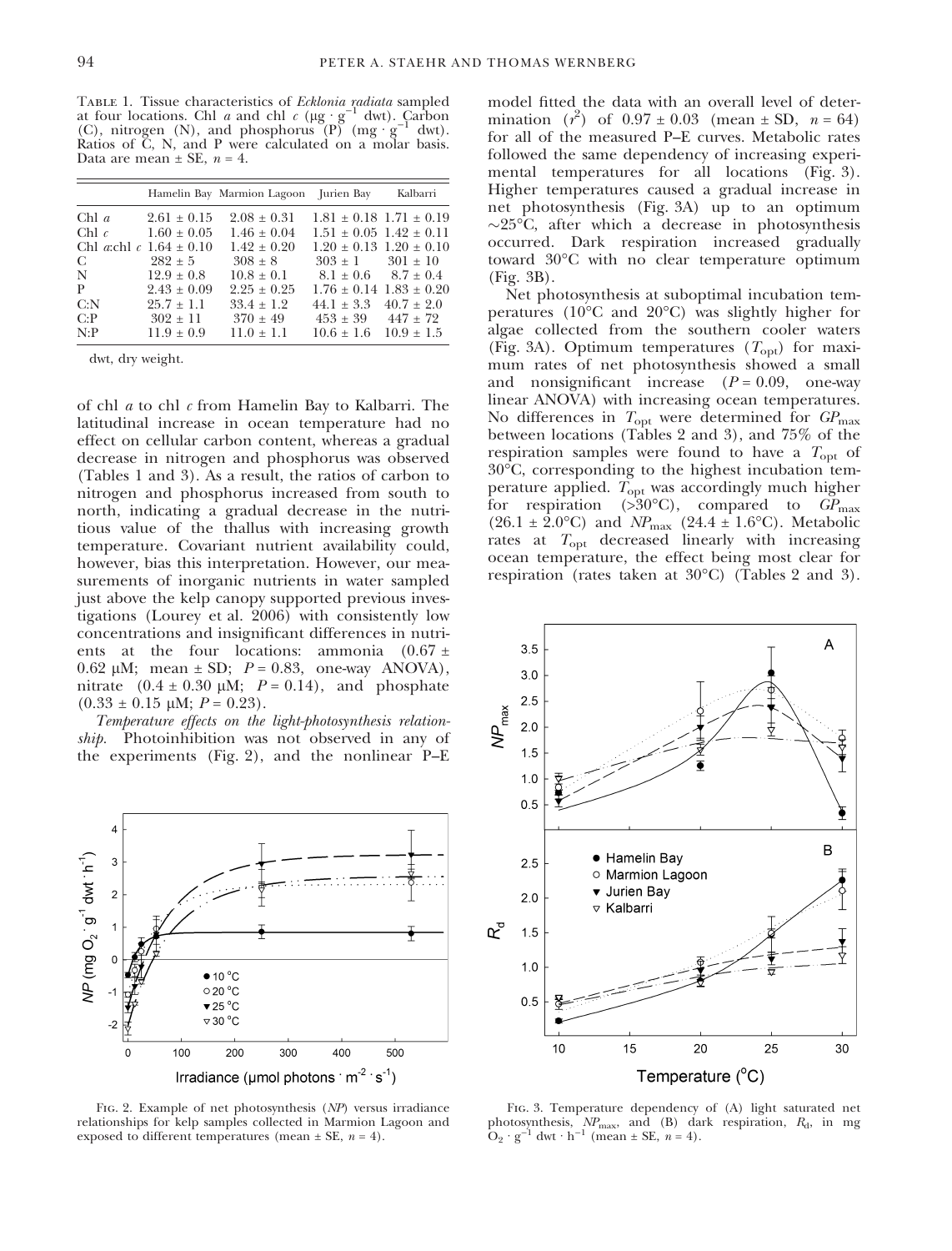Table 1. Tissue characteristics of *Ecklonia radiata* sampled at four locations. Chl *a* and chl *c* ($\mu g \cdot g^{-1}$ dwt). Carbon (C), nitrogen (N), and phosphorus (P) ($mg \cdot g^{-1}$ dwt). Ratios of C, N, and P were calculated on a molar basis. Data are mean ± SE, $n = 4$.

| | Hamelin Bay | Marmion Lagoon | Jurien Bay | Kalbarri |
|---|---|---|---|---|
| Chl *a* | 2.61 ± 0.15 | 2.08 ± 0.31 | 1.81 ± 0.18 | 1.71 ± 0.19 |
| Chl *c* | 1.60 ± 0.05 | 1.46 ± 0.04 | 1.51 ± 0.05 | 1.42 ± 0.11 |
| Chl *a*:chl *c* | 1.64 ± 0.10 | 1.42 ± 0.20 | 1.20 ± 0.13 | 1.20 ± 0.10 |
| C | 282 ± 5 | 308 ± 8 | 303 ± 1 | 301 ± 10 |
| N | 12.9 ± 0.8 | 10.8 ± 0.1 | 8.1 ± 0.6 | 8.7 ± 0.4 |
| P | 2.43 ± 0.09 | 2.25 ± 0.25 | 1.76 ± 0.14 | 1.83 ± 0.20 |
| C:N | 25.7 ± 1.1 | 33.4 ± 1.2 | 44.1 ± 3.3 | 40.7 ± 2.0 |
| C:P | 302 ± 11 | 370 ± 49 | 453 ± 39 | 447 ± 72 |
| N:P | 11.9 ± 0.9 | 11.0 ± 1.1 | 10.6 ± 1.6 | 10.9 ± 1.5 |

dwt, dry weight.

of chl *a* to chl *c* from Hamelin Bay to Kalbarri. The latitudinal increase in ocean temperature had no effect on cellular carbon content, whereas a gradual decrease in nitrogen and phosphorus was observed (Tables 1 and 3). As a result, the ratios of carbon to nitrogen and phosphorus increased from south to north, indicating a gradual decrease in the nutritious value of the thallus with increasing growth temperature. Covariant nutrient availability could, however, bias this interpretation. However, our measurements of inorganic nutrients in water sampled just above the kelp canopy supported previous investigations (Lourey et al. 2006) with consistently low concentrations and insignificant differences in nutrients at the four locations: ammonia (0.67 ± 0.62 μM; mean ± SD; $P = 0.83$, one-way ANOVA), nitrate (0.4 ± 0.30 μM; $P = 0.14$), and phosphate (0.33 ± 0.15 μM; $P = 0.23$).

*Temperature effects on the light-photosynthesis relationship.* Photoinhibition was not observed in any of the experiments (Fig. 2), and the nonlinear P–E model fitted the data with an overall level of determination ($r^2$) of 0.97 ± 0.03 (mean ± SD, $n = 64$) for all of the measured P–E curves. Metabolic rates followed the same dependency of increasing experimental temperatures for all locations (Fig. 3). Higher temperatures caused a gradual increase in net photosynthesis (Fig. 3A) up to an optimum ~25°C, after which a decrease in photosynthesis occurred. Dark respiration increased gradually toward 30°C with no clear temperature optimum (Fig. 3B).

Net photosynthesis at suboptimal incubation temperatures (10°C and 20°C) was slightly higher for algae collected from the southern cooler waters (Fig. 3A). Optimum temperatures ($T_{opt}$) for maximum rates of net photosynthesis showed a small and nonsignificant increase ($P = 0.09$, one-way linear ANOVA) with increasing ocean temperatures. No differences in $T_{opt}$ were determined for $GP_{max}$ between locations (Tables 2 and 3), and 75% of the respiration samples were found to have a $T_{opt}$ of 30°C, corresponding to the highest incubation temperature applied. $T_{opt}$ was accordingly much higher for respiration (>30°C), compared to $GP_{max}$ (26.1 ± 2.0°C) and $NP_{max}$ (24.4 ± 1.6°C). Metabolic rates at $T_{opt}$ decreased linearly with increasing ocean temperature, the effect being most clear for respiration (rates taken at 30°C) (Tables 2 and 3).

Fig. 2. Example of net photosynthesis (*NP*) versus irradiance relationships for kelp samples collected in Marmion Lagoon and exposed to different temperatures (mean ± SE, $n = 4$).

Fig. 3. Temperature dependency of (A) light saturated net photosynthesis, $NP_{max}$, and (B) dark respiration, $R_d$, in mg $O_2 \cdot g^{-1}$ dwt $\cdot h^{-1}$ (mean ± SE, $n = 4$).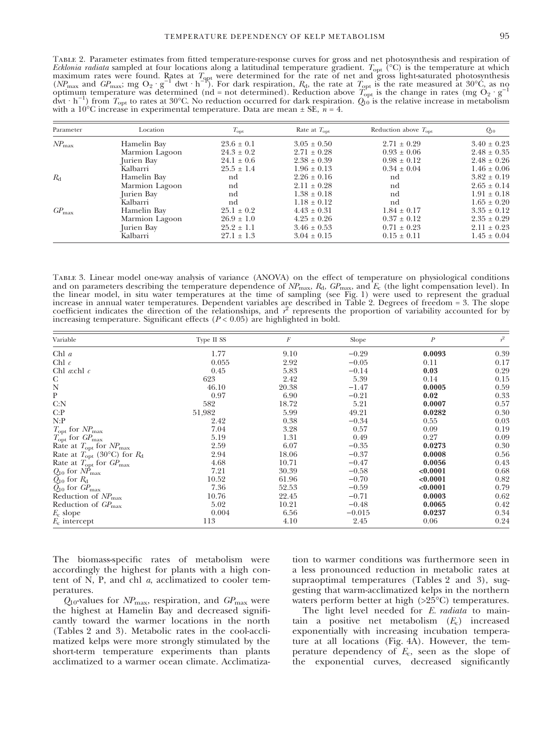Table 2. Parameter estimates from fitted temperature-response curves for gross and net photosynthesis and respiration of *Ecklonia radiata* sampled at four locations along a latitudinal temperature gradient. $T_{opt}$ (°C) is the temperature at which maximum rates were found. Rates at $T_{opt}$ were determined for the rate of net and gross light-saturated photosynthesis ($NP_{max}$ and $GP_{max}$; mg $O_2 \cdot g^{-1}$ dwt $\cdot h^{-1}$). For dark respiration, $R_d$, the rate at $T_{opt}$ is the rate measured at 30°C, as no optimum temperature was determined (nd = not determined). Reduction above $T_{opt}$ is the change in rates (mg $O_2 \cdot g^{-1}$ dwt $\cdot h^{-1}$) from $T_{opt}$ to rates at 30°C. No reduction occurred for dark respiration. $Q_{10}$ is the relative increase in metabolism with a 10°C increase in experimental temperature. Data are mean ± SE, $n = 4$.

| Parameter | Location | $T_{opt}$ | Rate at $T_{opt}$ | Reduction above $T_{opt}$ | $Q_{10}$ |
|---|---|---|---|---|---|
| $NP_{max}$ | Hamelin Bay | 23.6 ± 0.1 | 3.05 ± 0.50 | 2.71 ± 0.29 | 3.40 ± 0.23 |
| | Marmion Lagoon | 24.3 ± 0.2 | 2.71 ± 0.28 | 0.93 ± 0.06 | 2.48 ± 0.35 |
| | Jurien Bay | 24.1 ± 0.6 | 2.38 ± 0.39 | 0.98 ± 0.12 | 2.48 ± 0.26 |
| | Kalbarri | 25.5 ± 1.4 | 1.96 ± 0.13 | 0.34 ± 0.04 | 1.46 ± 0.06 |
| $R_d$ | Hamelin Bay | nd | 2.26 ± 0.16 | nd | 3.82 ± 0.19 |
| | Marmion Lagoon | nd | 2.11 ± 0.28 | nd | 2.65 ± 0.14 |
| | Jurien Bay | nd | 1.38 ± 0.18 | nd | 1.91 ± 0.18 |
| | Kalbarri | nd | 1.18 ± 0.12 | nd | 1.65 ± 0.20 |
| $GP_{max}$ | Hamelin Bay | 25.1 ± 0.2 | 4.43 ± 0.31 | 1.84 ± 0.17 | 3.35 ± 0.12 |
| | Marmion Lagoon | 26.9 ± 1.0 | 4.25 ± 0.26 | 0.37 ± 0.12 | 2.35 ± 0.29 |
| | Jurien Bay | 25.2 ± 1.1 | 3.46 ± 0.53 | 0.71 ± 0.23 | 2.11 ± 0.23 |
| | Kalbarri | 27.1 ± 1.3 | 3.04 ± 0.15 | 0.15 ± 0.11 | 1.45 ± 0.04 |

Table 3. Linear model one-way analysis of variance (ANOVA) on the effect of temperature on physiological conditions and on parameters describing the temperature dependence of $NP_{max}$, $R_d$, $GP_{max}$, and $E_c$ (the light compensation level). In the linear model, in situ water temperatures at the time of sampling (see Fig. 1) were used to represent the gradual increase in annual water temperatures. Dependent variables are described in Table 2. Degrees of freedom = 3. The slope coefficient indicates the direction of the relationships, and $r^2$ represents the proportion of variability accounted for by increasing temperature. Significant effects ($P < 0.05$) are highlighted in bold.

| Variable | Type II SS | $F$ | Slope | $P$ | $r^2$ |
|---|---|---|---|---|---|
| Chl *a* | 1.77 | 9.10 | −0.29 | **0.0093** | 0.39 |
| Chl *c* | 0.055 | 2.92 | −0.05 | 0.11 | 0.17 |
| Chl *a*:chl *c* | 0.45 | 5.83 | −0.14 | **0.03** | 0.29 |
| C | 623 | 2.42 | 5.39 | 0.14 | 0.15 |
| N | 46.10 | 20.38 | −1.47 | **0.0005** | 0.59 |
| P | 0.97 | 6.90 | −0.21 | **0.02** | 0.33 |
| C:N | 582 | 18.72 | 5.21 | **0.0007** | 0.57 |
| C:P | 51,982 | 5.99 | 49.21 | **0.0282** | 0.30 |
| N:P | 2.42 | 0.38 | −0.34 | 0.55 | 0.03 |
| $T_{opt}$ for $NP_{max}$ | 7.04 | 3.28 | 0.57 | 0.09 | 0.19 |
| $T_{opt}$ for $GP_{max}$ | 5.19 | 1.31 | 0.49 | 0.27 | 0.09 |
| Rate at $T_{opt}$ for $NP_{max}$ | 2.59 | 6.07 | −0.35 | **0.0273** | 0.30 |
| Rate at $T_{opt}$ (30°C) for $R_d$ | 2.94 | 18.06 | −0.37 | **0.0008** | 0.56 |
| Rate at $T_{opt}$ for $GP_{max}$ | 4.68 | 10.71 | −0.47 | **0.0056** | 0.43 |
| $Q_{10}$ for $NP_{max}$ | 7.21 | 30.39 | −0.58 | **<0.0001** | 0.68 |
| $Q_{10}$ for $R_d$ | 10.52 | 61.96 | −0.70 | **<0.0001** | 0.82 |
| $Q_{10}$ for $GP_{max}$ | 7.36 | 52.53 | −0.59 | **<0.0001** | 0.79 |
| Reduction of $NP_{max}$ | 10.76 | 22.45 | −0.71 | **0.0003** | 0.62 |
| Reduction of $GP_{max}$ | 5.02 | 10.21 | −0.48 | **0.0065** | 0.42 |
| $E_c$ slope | 0.004 | 6.56 | −0.015 | **0.0237** | 0.34 |
| $E_c$ intercept | 113 | 4.10 | 2.45 | 0.06 | 0.24 |

The biomass-specific rates of metabolism were accordingly the highest for plants with a high content of N, P, and chl *a*, acclimatized to cooler temperatures.

$Q_{10}$-values for $NP_{max}$, respiration, and $GP_{max}$ were the highest at Hamelin Bay and decreased significantly toward the warmer locations in the north (Tables 2 and 3). Metabolic rates in the cool-acclimatized kelps were more strongly stimulated by the short-term temperature experiments than plants acclimatized to a warmer ocean climate. Acclimatization to warmer conditions was furthermore seen in a less pronounced reduction in metabolic rates at supraoptimal temperatures (Tables 2 and 3), suggesting that warm-acclimatized kelps in the northern waters perform better at high (>25°C) temperatures.

The light level needed for *E. radiata* to maintain a positive net metabolism ($E_c$) increased exponentially with increasing incubation temperature at all locations (Fig. 4A). However, the temperature dependency of $E_c$, seen as the slope of the exponential curves, decreased significantly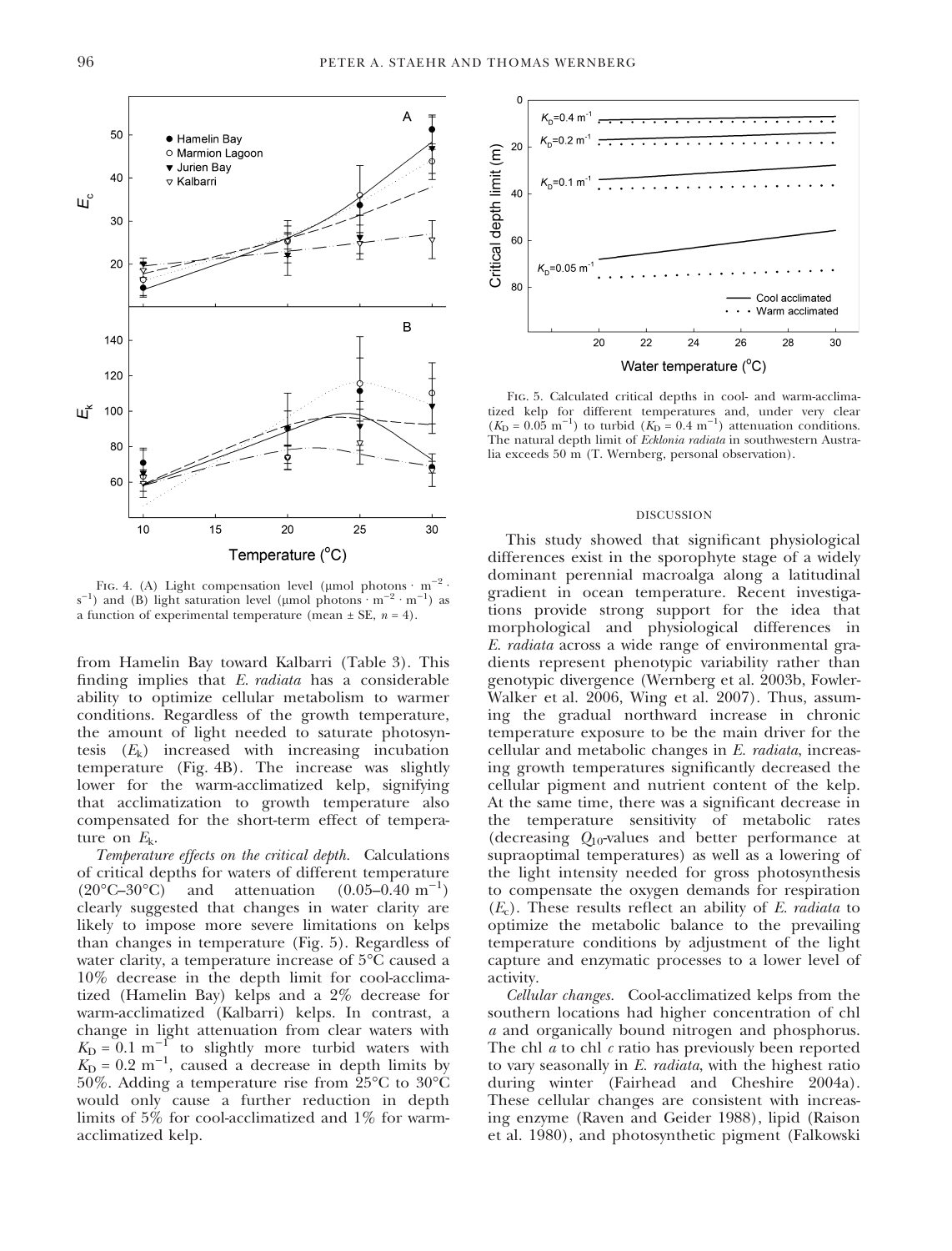Fig. 4. (A) Light compensation level (μmol photons · $m^{-2}$ · $s^{-1}$) and (B) light saturation level (μmol photons · $m^{-2}$ · $m^{-1}$) as a function of experimental temperature (mean ± SE, $n$ = 4).

Fig. 5. Calculated critical depths in cool- and warm-acclimatized kelp for different temperatures and, under very clear ($K_D$ = 0.05 $m^{-1}$) to turbid ($K_D$ = 0.4 $m^{-1}$) attenuation conditions. The natural depth limit of *Ecklonia radiata* in southwestern Australia exceeds 50 m (T. Wernberg, personal observation).

from Hamelin Bay toward Kalbarri (Table 3). This finding implies that *E. radiata* has a considerable ability to optimize cellular metabolism to warmer conditions. Regardless of the growth temperature, the amount of light needed to saturate photosyntesis ($E_k$) increased with increasing incubation temperature (Fig. 4B). The increase was slightly lower for the warm-acclimatized kelp, signifying that acclimatization to growth temperature also compensated for the short-term effect of temperature on $E_k$.

*Temperature effects on the critical depth.* Calculations of critical depths for waters of different temperature (20°C–30°C) and attenuation (0.05–0.40 $m^{-1}$) clearly suggested that changes in water clarity are likely to impose more severe limitations on kelps than changes in temperature (Fig. 5). Regardless of water clarity, a temperature increase of 5°C caused a 10% decrease in the depth limit for cool-acclimatized (Hamelin Bay) kelps and a 2% decrease for warm-acclimatized (Kalbarri) kelps. In contrast, a change in light attenuation from clear waters with $K_D$ = 0.1 $m^{-1}$ to slightly more turbid waters with $K_D$ = 0.2 $m^{-1}$, caused a decrease in depth limits by 50%. Adding a temperature rise from 25°C to 30°C would only cause a further reduction in depth limits of 5% for cool-acclimatized and 1% for warm-acclimatized kelp.

## DISCUSSION

This study showed that significant physiological differences exist in the sporophyte stage of a widely dominant perennial macroalga along a latitudinal gradient in ocean temperature. Recent investigations provide strong support for the idea that morphological and physiological differences in *E. radiata* across a wide range of environmental gradients represent phenotypic variability rather than genotypic divergence (Wernberg et al. 2003b, Fowler-Walker et al. 2006, Wing et al. 2007). Thus, assuming the gradual northward increase in chronic temperature exposure to be the main driver for the cellular and metabolic changes in *E. radiata*, increasing growth temperatures significantly decreased the cellular pigment and nutrient content of the kelp. At the same time, there was a significant decrease in the temperature sensitivity of metabolic rates (decreasing $Q_{10}$-values and better performance at supraoptimal temperatures) as well as a lowering of the light intensity needed for gross photosynthesis to compensate the oxygen demands for respiration ($E_c$). These results reflect an ability of *E. radiata* to optimize the metabolic balance to the prevailing temperature conditions by adjustment of the light capture and enzymatic processes to a lower level of activity.

*Cellular changes.* Cool-acclimatized kelps from the southern locations had higher concentration of chl *a* and organically bound nitrogen and phosphorus. The chl *a* to chl *c* ratio has previously been reported to vary seasonally in *E. radiata*, with the highest ratio during winter (Fairhead and Cheshire 2004a). These cellular changes are consistent with increasing enzyme (Raven and Geider 1988), lipid (Raison et al. 1980), and photosynthetic pigment (Falkowski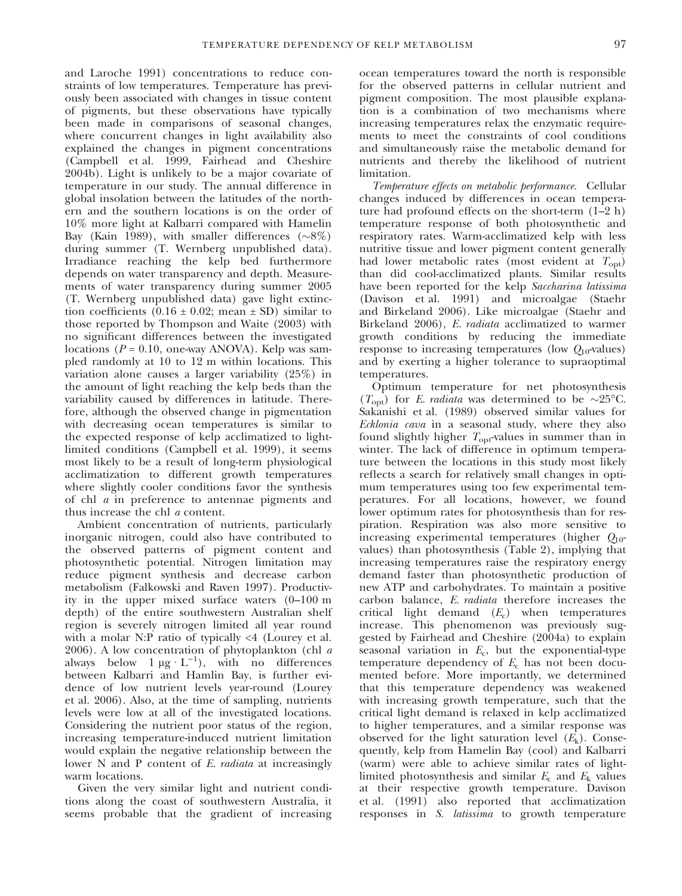and Laroche 1991) concentrations to reduce constraints of low temperatures. Temperature has previously been associated with changes in tissue content of pigments, but these observations have typically been made in comparisons of seasonal changes, where concurrent changes in light availability also explained the changes in pigment concentrations (Campbell et al. 1999, Fairhead and Cheshire 2004b). Light is unlikely to be a major covariate of temperature in our study. The annual difference in global insolation between the latitudes of the northern and the southern locations is on the order of 10% more light at Kalbarri compared with Hamelin Bay (Kain 1989), with smaller differences (~8%) during summer (T. Wernberg unpublished data). Irradiance reaching the kelp bed furthermore depends on water transparency and depth. Measurements of water transparency during summer 2005 (T. Wernberg unpublished data) gave light extinction coefficients (0.16 ± 0.02; mean ± SD) similar to those reported by Thompson and Waite (2003) with no significant differences between the investigated locations ($P = 0.10$, one-way ANOVA). Kelp was sampled randomly at 10 to 12 m within locations. This variation alone causes a larger variability (25%) in the amount of light reaching the kelp beds than the variability caused by differences in latitude. Therefore, although the observed change in pigmentation with decreasing ocean temperatures is similar to the expected response of kelp acclimatized to light-limited conditions (Campbell et al. 1999), it seems most likely to be a result of long-term physiological acclimatization to different growth temperatures where slightly cooler conditions favor the synthesis of chl *a* in preference to antennae pigments and thus increase the chl *a* content.

Ambient concentration of nutrients, particularly inorganic nitrogen, could also have contributed to the observed patterns of pigment content and photosynthetic potential. Nitrogen limitation may reduce pigment synthesis and decrease carbon metabolism (Falkowski and Raven 1997). Productivity in the upper mixed surface waters (0–100 m depth) of the entire southwestern Australian shelf region is severely nitrogen limited all year round with a molar N:P ratio of typically <4 (Lourey et al. 2006). A low concentration of phytoplankton (chl *a* always below 1 $\mu g \cdot L^{-1}$), with no differences between Kalbarri and Hamlin Bay, is further evidence of low nutrient levels year-round (Lourey et al. 2006). Also, at the time of sampling, nutrients levels were low at all of the investigated locations. Considering the nutrient poor status of the region, increasing temperature-induced nutrient limitation would explain the negative relationship between the lower N and P content of *E. radiata* at increasingly warm locations.

Given the very similar light and nutrient conditions along the coast of southwestern Australia, it seems probable that the gradient of increasing ocean temperatures toward the north is responsible for the observed patterns in cellular nutrient and pigment composition. The most plausible explanation is a combination of two mechanisms where increasing temperatures relax the enzymatic requirements to meet the constraints of cool conditions and simultaneously raise the metabolic demand for nutrients and thereby the likelihood of nutrient limitation.

*Temperature effects on metabolic performance.* Cellular changes induced by differences in ocean temperature had profound effects on the short-term (1–2 h) temperature response of both photosynthetic and respiratory rates. Warm-acclimatized kelp with less nutritive tissue and lower pigment content generally had lower metabolic rates (most evident at $T_{opt}$) than did cool-acclimatized plants. Similar results have been reported for the kelp *Saccharina latissima* (Davison et al. 1991) and microalgae (Staehr and Birkeland 2006). Like microalgae (Staehr and Birkeland 2006), *E. radiata* acclimatized to warmer growth conditions by reducing the immediate response to increasing temperatures (low $Q_{10}$-values) and by exerting a higher tolerance to supraoptimal temperatures.

Optimum temperature for net photosynthesis ($T_{opt}$) for *E. radiata* was determined to be ~25°C. Sakanishi et al. (1989) observed similar values for *Ecklonia cava* in a seasonal study, where they also found slightly higher $T_{opt}$-values in summer than in winter. The lack of difference in optimum temperature between the locations in this study most likely reflects a search for relatively small changes in optimum temperatures using too few experimental temperatures. For all locations, however, we found lower optimum rates for photosynthesis than for respiration. Respiration was also more sensitive to increasing experimental temperatures (higher $Q_{10}$-values) than photosynthesis (Table 2), implying that increasing temperatures raise the respiratory energy demand faster than photosynthetic production of new ATP and carbohydrates. To maintain a positive carbon balance, *E. radiata* therefore increases the critical light demand ($E_c$) when temperatures increase. This phenomenon was previously suggested by Fairhead and Cheshire (2004a) to explain seasonal variation in $E_c$, but the exponential-type temperature dependency of $E_c$ has not been documented before. More importantly, we determined that this temperature dependency was weakened with increasing growth temperature, such that the critical light demand is relaxed in kelp acclimatized to higher temperatures, and a similar response was observed for the light saturation level ($E_k$). Consequently, kelp from Hamelin Bay (cool) and Kalbarri (warm) were able to achieve similar rates of light-limited photosynthesis and similar $E_c$ and $E_k$ values at their respective growth temperature. Davison et al. (1991) also reported that acclimatization responses in *S. latissima* to growth temperature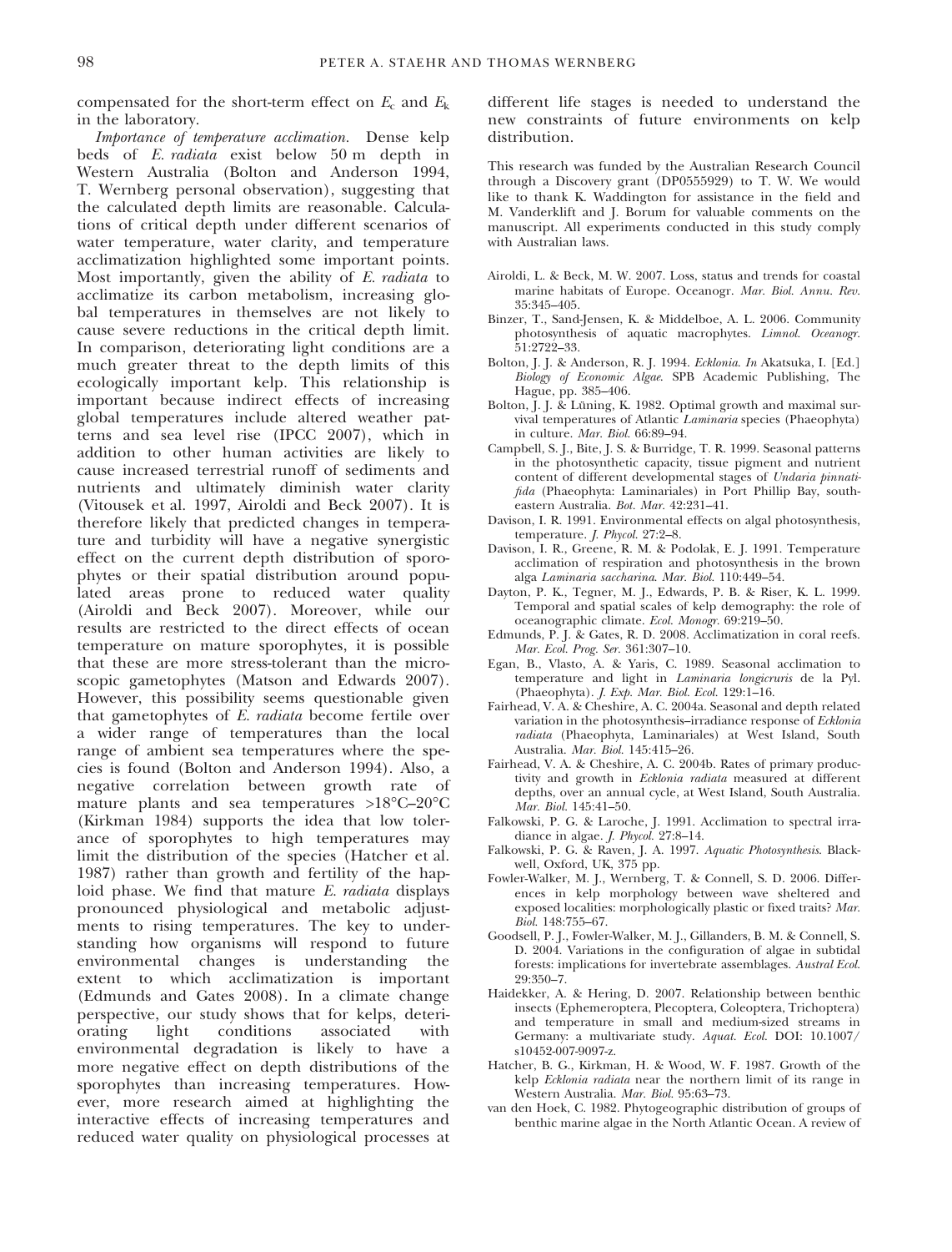compensated for the short-term effect on $E_c$ and $E_k$ in the laboratory.

*Importance of temperature acclimation.* Dense kelp beds of *E. radiata* exist below 50 m depth in Western Australia (Bolton and Anderson 1994, T. Wernberg personal observation), suggesting that the calculated depth limits are reasonable. Calculations of critical depth under different scenarios of water temperature, water clarity, and temperature acclimatization highlighted some important points. Most importantly, given the ability of *E. radiata* to acclimatize its carbon metabolism, increasing global temperatures in themselves are not likely to cause severe reductions in the critical depth limit. In comparison, deteriorating light conditions are a much greater threat to the depth limits of this ecologically important kelp. This relationship is important because indirect effects of increasing global temperatures include altered weather patterns and sea level rise (IPCC 2007), which in addition to other human activities are likely to cause increased terrestrial runoff of sediments and nutrients and ultimately diminish water clarity (Vitousek et al. 1997, Airoldi and Beck 2007). It is therefore likely that predicted changes in temperature and turbidity will have a negative synergistic effect on the current depth distribution of sporophytes or their spatial distribution around populated areas prone to reduced water quality (Airoldi and Beck 2007). Moreover, while our results are restricted to the direct effects of ocean temperature on mature sporophytes, it is possible that these are more stress-tolerant than the microscopic gametophytes (Matson and Edwards 2007). However, this possibility seems questionable given that gametophytes of *E. radiata* become fertile over a wider range of temperatures than the local range of ambient sea temperatures where the species is found (Bolton and Anderson 1994). Also, a negative correlation between growth rate of mature plants and sea temperatures >18°C–20°C (Kirkman 1984) supports the idea that low tolerance of sporophytes to high temperatures may limit the distribution of the species (Hatcher et al. 1987) rather than growth and fertility of the haploid phase. We find that mature *E. radiata* displays pronounced physiological and metabolic adjustments to rising temperatures. The key to understanding how organisms will respond to future environmental changes is understanding the extent to which acclimatization is important (Edmunds and Gates 2008). In a climate change perspective, our study shows that for kelps, deteriorating light conditions associated with environmental degradation is likely to have a more negative effect on depth distributions of the sporophytes than increasing temperatures. However, more research aimed at highlighting the interactive effects of increasing temperatures and reduced water quality on physiological processes at different life stages is needed to understand the new constraints of future environments on kelp distribution.

This research was funded by the Australian Research Council through a Discovery grant (DP0555929) to T. W. We would like to thank K. Waddington for assistance in the field and M. Vanderklift and J. Borum for valuable comments on the manuscript. All experiments conducted in this study comply with Australian laws.

Airoldi, L. & Beck, M. W. 2007. Loss, status and trends for coastal marine habitats of Europe. Oceanogr. *Mar. Biol. Annu. Rev.* 35:345–405.

Binzer, T., Sand-Jensen, K. & Middelboe, A. L. 2006. Community photosynthesis of aquatic macrophytes. *Limnol. Oceanogr.* 51:2722–33.

Bolton, J. J. & Anderson, R. J. 1994. *Ecklonia*. *In* Akatsuka, I. [Ed.] *Biology of Economic Algae*. SPB Academic Publishing, The Hague, pp. 385–406.

Bolton, J. J. & Lüning, K. 1982. Optimal growth and maximal survival temperatures of Atlantic *Laminaria* species (Phaeophyta) in culture. *Mar. Biol.* 66:89–94.

Campbell, S. J., Bite, J. S. & Burridge, T. R. 1999. Seasonal patterns in the photosynthetic capacity, tissue pigment and nutrient content of different developmental stages of *Undaria pinnatifida* (Phaeophyta: Laminariales) in Port Phillip Bay, south-eastern Australia. *Bot. Mar.* 42:231–41.

Davison, I. R. 1991. Environmental effects on algal photosynthesis, temperature. *J. Phycol.* 27:2–8.

Davison, I. R., Greene, R. M. & Podolak, E. J. 1991. Temperature acclimation of respiration and photosynthesis in the brown alga *Laminaria saccharina*. *Mar. Biol.* 110:449–54.

Dayton, P. K., Tegner, M. J., Edwards, P. B. & Riser, K. L. 1999. Temporal and spatial scales of kelp demography: the role of oceanographic climate. *Ecol. Monogr.* 69:219–50.

Edmunds, P. J. & Gates, R. D. 2008. Acclimatization in coral reefs. *Mar. Ecol. Prog. Ser.* 361:307–10.

Egan, B., Vlasto, A. & Yaris, C. 1989. Seasonal acclimation to temperature and light in *Laminaria longicruris* de la Pyl. (Phaeophyta). *J. Exp. Mar. Biol. Ecol.* 129:1–16.

Fairhead, V. A. & Cheshire, A. C. 2004a. Seasonal and depth related variation in the photosynthesis–irradiance response of *Ecklonia radiata* (Phaeophyta, Laminariales) at West Island, South Australia. *Mar. Biol.* 145:415–26.

Fairhead, V. A. & Cheshire, A. C. 2004b. Rates of primary productivity and growth in *Ecklonia radiata* measured at different depths, over an annual cycle, at West Island, South Australia. *Mar. Biol.* 145:41–50.

Falkowski, P. G. & Laroche, J. 1991. Acclimation to spectral irradiance in algae. *J. Phycol.* 27:8–14.

Falkowski, P. G. & Raven, J. A. 1997. *Aquatic Photosynthesis*. Blackwell, Oxford, UK, 375 pp.

Fowler-Walker, M. J., Wernberg, T. & Connell, S. D. 2006. Differences in kelp morphology between wave sheltered and exposed localities: morphologically plastic or fixed traits? *Mar. Biol.* 148:755–67.

Goodsell, P. J., Fowler-Walker, M. J., Gillanders, B. M. & Connell, S. D. 2004. Variations in the configuration of algae in subtidal forests: implications for invertebrate assemblages. *Austral Ecol.* 29:350–7.

Haidekker, A. & Hering, D. 2007. Relationship between benthic insects (Ephemeroptera, Plecoptera, Coleoptera, Trichoptera) and temperature in small and medium-sized streams in Germany: a multivariate study. *Aquat. Ecol.* DOI: 10.1007/s10452-007-9097-z.

Hatcher, B. G., Kirkman, H. & Wood, W. F. 1987. Growth of the kelp *Ecklonia radiata* near the northern limit of its range in Western Australia. *Mar. Biol.* 95:63–73.

van den Hoek, C. 1982. Phytogeographic distribution of groups of benthic marine algae in the North Atlantic Ocean. A review of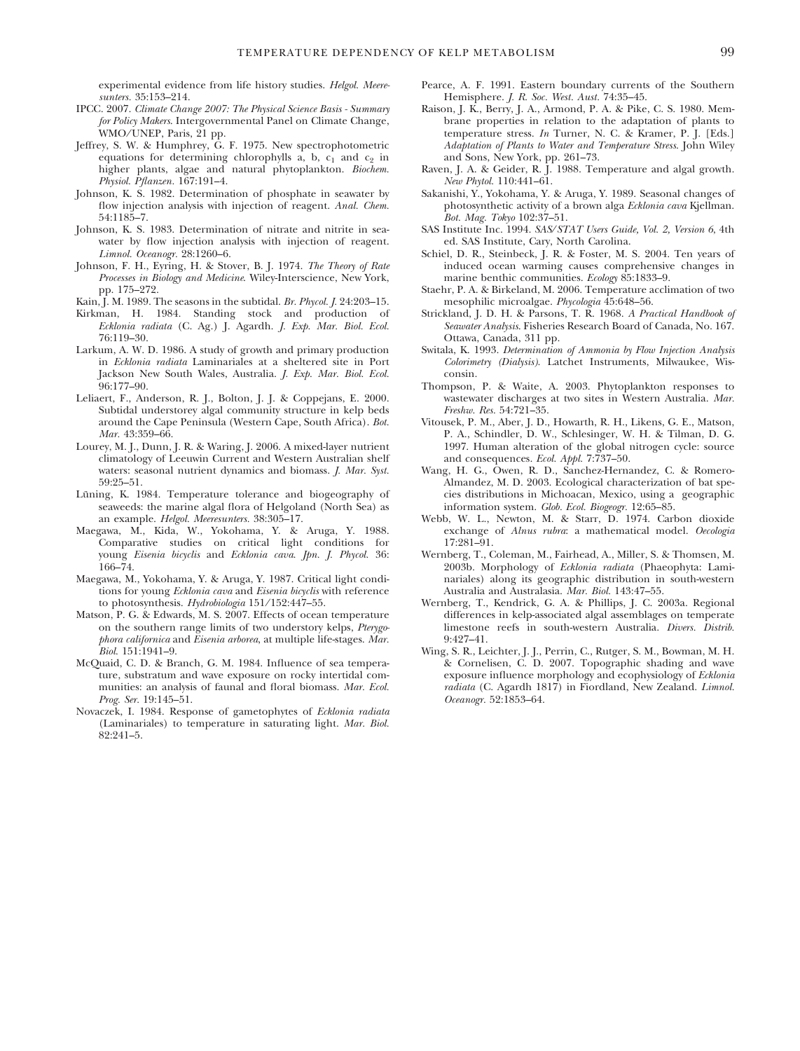experimental evidence from life history studies. *Helgol. Meeresunters.* 35:153–214.

IPCC. 2007. *Climate Change 2007: The Physical Science Basis - Summary for Policy Makers*. Intergovernmental Panel on Climate Change, WMO/UNEP, Paris, 21 pp.

Jeffrey, S. W. & Humphrey, G. F. 1975. New spectrophotometric equations for determining chlorophylls a, b, $c_1$ and $c_2$ in higher plants, algae and natural phytoplankton. *Biochem. Physiol. Pflanzen.* 167:191–4.

Johnson, K. S. 1982. Determination of phosphate in seawater by flow injection analysis with injection of reagent. *Anal. Chem.* 54:1185–7.

Johnson, K. S. 1983. Determination of nitrate and nitrite in seawater by flow injection analysis with injection of reagent. *Limnol. Oceanogr.* 28:1260–6.

Johnson, F. H., Eyring, H. & Stover, B. J. 1974. *The Theory of Rate Processes in Biology and Medicine*. Wiley-Interscience, New York, pp. 175–272.

Kain, J. M. 1989. The seasons in the subtidal. *Br. Phycol. J.* 24:203–15.

Kirkman, H. 1984. Standing stock and production of *Ecklonia radiata* (C. Ag.) J. Agardh. *J. Exp. Mar. Biol. Ecol.* 76:119–30.

Larkum, A. W. D. 1986. A study of growth and primary production in *Ecklonia radiata* Laminariales at a sheltered site in Port Jackson New South Wales, Australia. *J. Exp. Mar. Biol. Ecol.* 96:177–90.

Leliaert, F., Anderson, R. J., Bolton, J. J. & Coppejans, E. 2000. Subtidal understorey algal community structure in kelp beds around the Cape Peninsula (Western Cape, South Africa). *Bot. Mar.* 43:359–66.

Lourey, M. J., Dunn, J. R. & Waring, J. 2006. A mixed-layer nutrient climatology of Leeuwin Current and Western Australian shelf waters: seasonal nutrient dynamics and biomass. *J. Mar. Syst.* 59:25–51.

Lüning, K. 1984. Temperature tolerance and biogeography of seaweeds: the marine algal flora of Helgoland (North Sea) as an example. *Helgol. Meeresunters.* 38:305–17.

Maegawa, M., Kida, W., Yokohama, Y. & Aruga, Y. 1988. Comparative studies on critical light conditions for young *Eisenia bicyclis* and *Ecklonia cava*. *Jpn. J. Phycol.* 36: 166–74.

Maegawa, M., Yokohama, Y. & Aruga, Y. 1987. Critical light conditions for young *Ecklonia cava* and *Eisenia bicyclis* with reference to photosynthesis. *Hydrobiologia* 151/152:447–55.

Matson, P. G. & Edwards, M. S. 2007. Effects of ocean temperature on the southern range limits of two understory kelps, *Pterygophora californica* and *Eisenia arborea*, at multiple life-stages. *Mar. Biol.* 151:1941–9.

McQuaid, C. D. & Branch, G. M. 1984. Influence of sea temperature, substratum and wave exposure on rocky intertidal communities: an analysis of faunal and floral biomass. *Mar. Ecol. Prog. Ser.* 19:145–51.

Novaczek, I. 1984. Response of gametophytes of *Ecklonia radiata* (Laminariales) to temperature in saturating light. *Mar. Biol.* 82:241–5.

Pearce, A. F. 1991. Eastern boundary currents of the Southern Hemisphere. *J. R. Soc. West. Aust.* 74:35–45.

Raison, J. K., Berry, J. A., Armond, P. A. & Pike, C. S. 1980. Membrane properties in relation to the adaptation of plants to temperature stress. *In* Turner, N. C. & Kramer, P. J. [Eds.] *Adaptation of Plants to Water and Temperature Stress*. John Wiley and Sons, New York, pp. 261–73.

Raven, J. A. & Geider, R. J. 1988. Temperature and algal growth. *New Phytol.* 110:441–61.

Sakanishi, Y., Yokohama, Y. & Aruga, Y. 1989. Seasonal changes of photosynthetic activity of a brown alga *Ecklonia cava* Kjellman. *Bot. Mag. Tokyo* 102:37–51.

SAS Institute Inc. 1994. *SAS/STAT Users Guide, Vol. 2, Version 6*, 4th ed. SAS Institute, Cary, North Carolina.

Schiel, D. R., Steinbeck, J. R. & Foster, M. S. 2004. Ten years of induced ocean warming causes comprehensive changes in marine benthic communities. *Ecology* 85:1833–9.

Staehr, P. A. & Birkeland, M. 2006. Temperature acclimation of two mesophilic microalgae. *Phycologia* 45:648–56.

Strickland, J. D. H. & Parsons, T. R. 1968. *A Practical Handbook of Seawater Analysis*. Fisheries Research Board of Canada, No. 167. Ottawa, Canada, 311 pp.

Switala, K. 1993. *Determination of Ammonia by Flow Injection Analysis Colorimetry (Dialysis)*. Latchet Instruments, Milwaukee, Wisconsin.

Thompson, P. & Waite, A. 2003. Phytoplankton responses to wastewater discharges at two sites in Western Australia. *Mar. Freshw. Res.* 54:721–35.

Vitousek, P. M., Aber, J. D., Howarth, R. H., Likens, G. E., Matson, P. A., Schindler, D. W., Schlesinger, W. H. & Tilman, D. G. 1997. Human alteration of the global nitrogen cycle: source and consequences. *Ecol. Appl.* 7:737–50.

Wang, H. G., Owen, R. D., Sanchez-Hernandez, C. & Romero-Almandez, M. D. 2003. Ecological characterization of bat species distributions in Michoacan, Mexico, using a geographic information system. *Glob. Ecol. Biogeogr.* 12:65–85.

Webb, W. L., Newton, M. & Starr, D. 1974. Carbon dioxide exchange of *Alnus rubra*: a mathematical model. *Oecologia* 17:281–91.

Wernberg, T., Coleman, M., Fairhead, A., Miller, S. & Thomsen, M. 2003b. Morphology of *Ecklonia radiata* (Phaeophyta: Laminariales) along its geographic distribution in south-western Australia and Australasia. *Mar. Biol.* 143:47–55.

Wernberg, T., Kendrick, G. A. & Phillips, J. C. 2003a. Regional differences in kelp-associated algal assemblages on temperate limestone reefs in south-western Australia. *Divers. Distrib.* 9:427–41.

Wing, S. R., Leichter, J. J., Perrin, C., Rutger, S. M., Bowman, M. H. & Cornelisen, C. D. 2007. Topographic shading and wave exposure influence morphology and ecophysiology of *Ecklonia radiata* (C. Agardh 1817) in Fiordland, New Zealand. *Limnol. Oceanogr.* 52:1853–64.